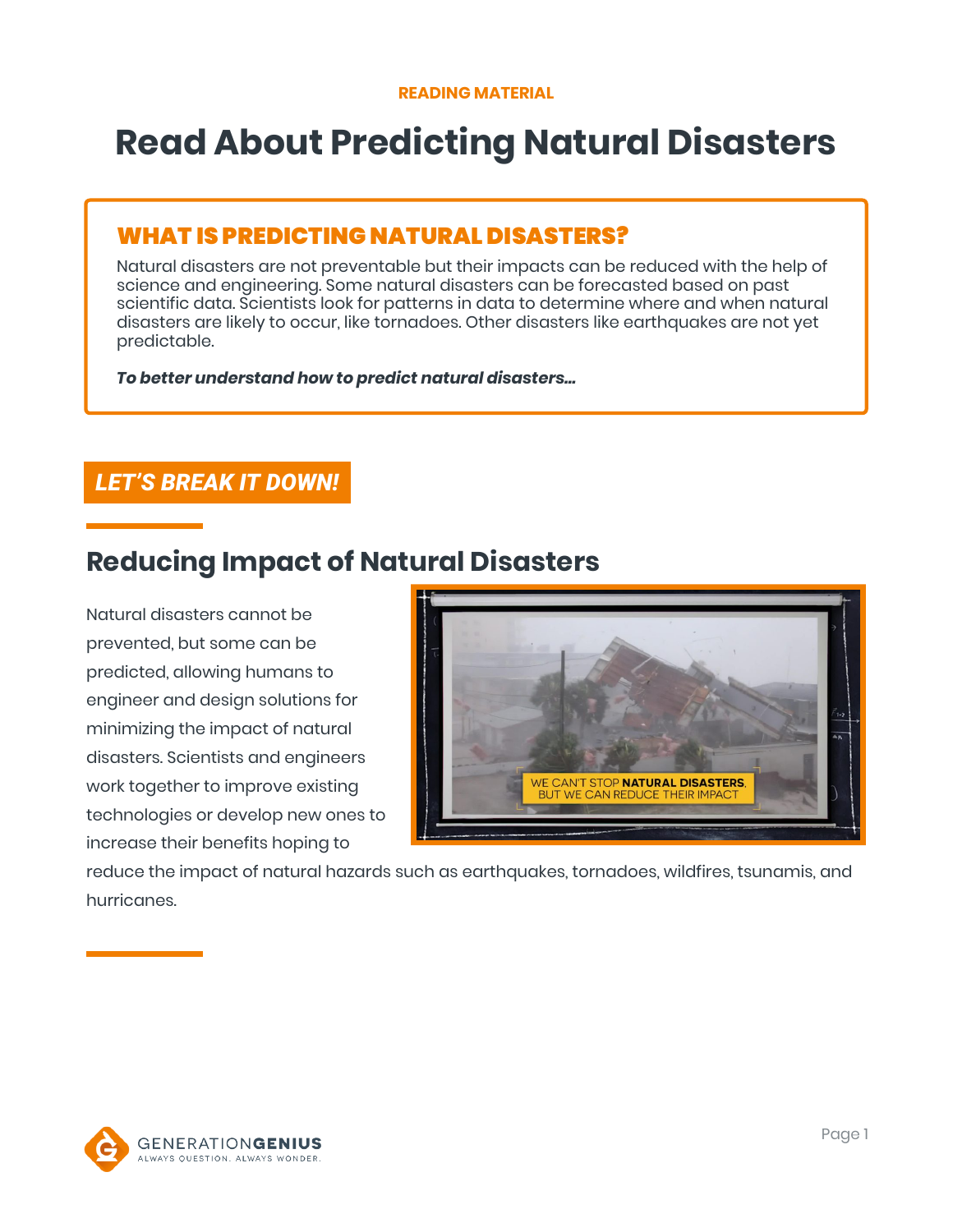READING MATERIAL

# Read About Predicting Natural Disasters

## WHAT IS PREDICTING NATURAL DISASTERS?

Natural disasters are not preventable but their impacts can be reduced with the help of science and engineering. Some natural disasters can be forecasted based on past scientific data. Scientists look for patterns in data to determine where and when natural disasters are likely to occur, like tornadoes. Other disasters like earthquakes are not yet predictable.

***To better understand how to predict natural disasters...***

**LET'S BREAK IT DOWN!**

## Reducing Impact of Natural Disasters

Natural disasters cannot be prevented, but some can be predicted, allowing humans to engineer and design solutions for minimizing the impact of natural disasters. Scientists and engineers work together to improve existing technologies or develop new ones to increase their benefits hoping to reduce the impact of natural hazards such as earthquakes, tornadoes, wildfires, tsunamis, and hurricanes.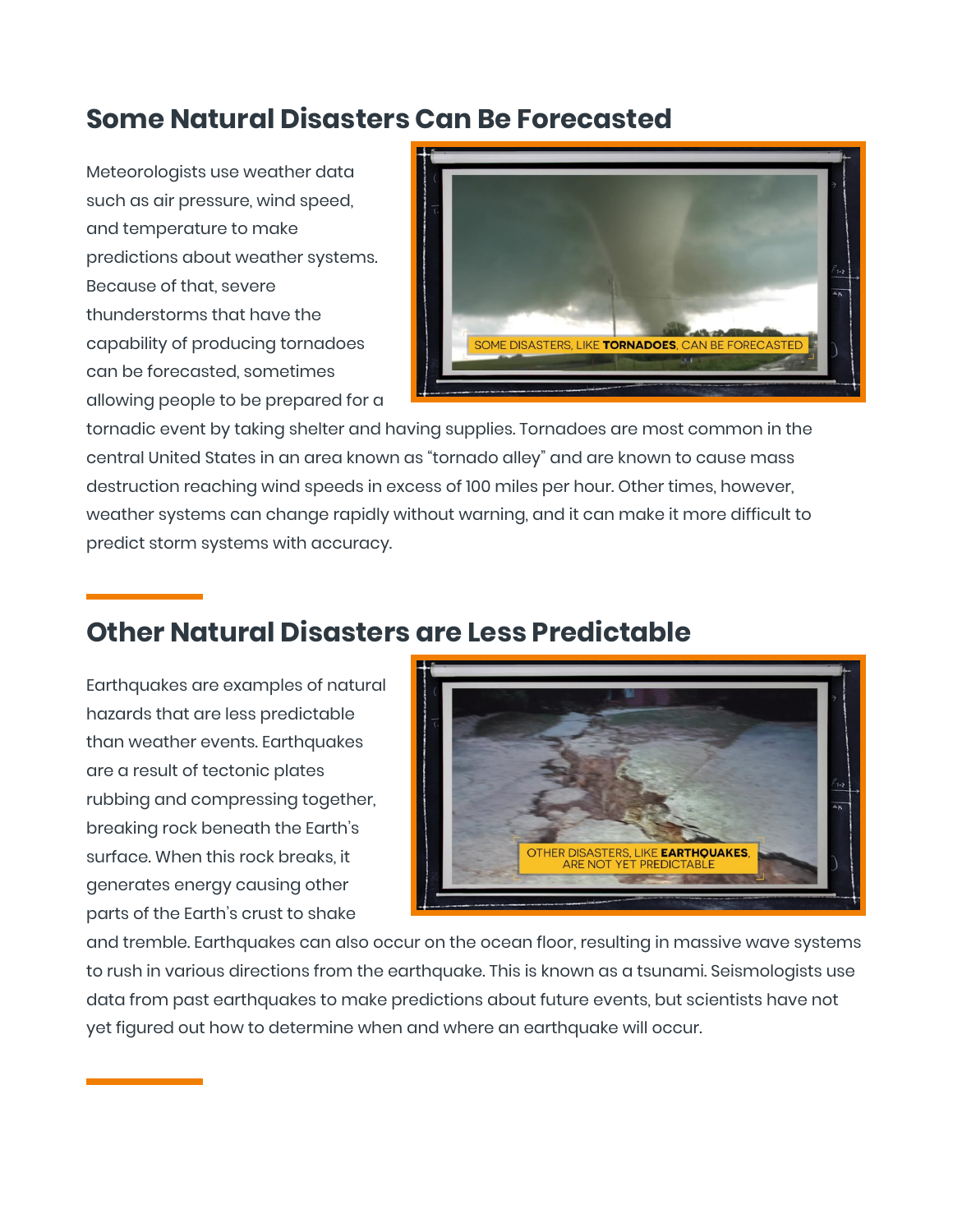## Some Natural Disasters Can Be Forecasted

Meteorologists use weather data such as air pressure, wind speed, and temperature to make predictions about weather systems. Because of that, severe thunderstorms that have the capability of producing tornadoes can be forecasted, sometimes allowing people to be prepared for a tornadic event by taking shelter and having supplies. Tornadoes are most common in the central United States in an area known as "tornado alley" and are known to cause mass destruction reaching wind speeds in excess of 100 miles per hour. Other times, however, weather systems can change rapidly without warning, and it can make it more difficult to predict storm systems with accuracy.

## Other Natural Disasters are Less Predictable

Earthquakes are examples of natural hazards that are less predictable than weather events. Earthquakes are a result of tectonic plates rubbing and compressing together, breaking rock beneath the Earth's surface. When this rock breaks, it generates energy causing other parts of the Earth's crust to shake and tremble. Earthquakes can also occur on the ocean floor, resulting in massive wave systems to rush in various directions from the earthquake. This is known as a tsunami. Seismologists use data from past earthquakes to make predictions about future events, but scientists have not yet figured out how to determine when and where an earthquake will occur.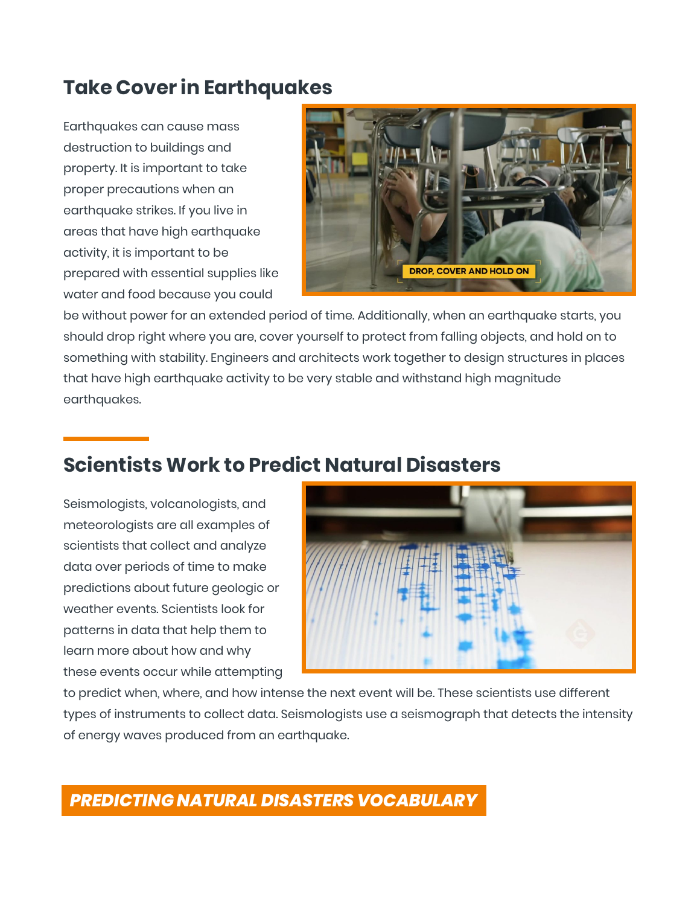## Take Cover in Earthquakes

Earthquakes can cause mass destruction to buildings and property. It is important to take proper precautions when an earthquake strikes. If you live in areas that have high earthquake activity, it is important to be prepared with essential supplies like water and food because you could be without power for an extended period of time. Additionally, when an earthquake starts, you should drop right where you are, cover yourself to protect from falling objects, and hold on to something with stability. Engineers and architects work together to design structures in places that have high earthquake activity to be very stable and withstand high magnitude earthquakes.

## Scientists Work to Predict Natural Disasters

Seismologists, volcanologists, and meteorologists are all examples of scientists that collect and analyze data over periods of time to make predictions about future geologic or weather events. Scientists look for patterns in data that help them to learn more about how and why these events occur while attempting to predict when, where, and how intense the next event will be. These scientists use different types of instruments to collect data. Seismologists use a seismograph that detects the intensity of energy waves produced from an earthquake.

## *PREDICTING NATURAL DISASTERS VOCABULARY*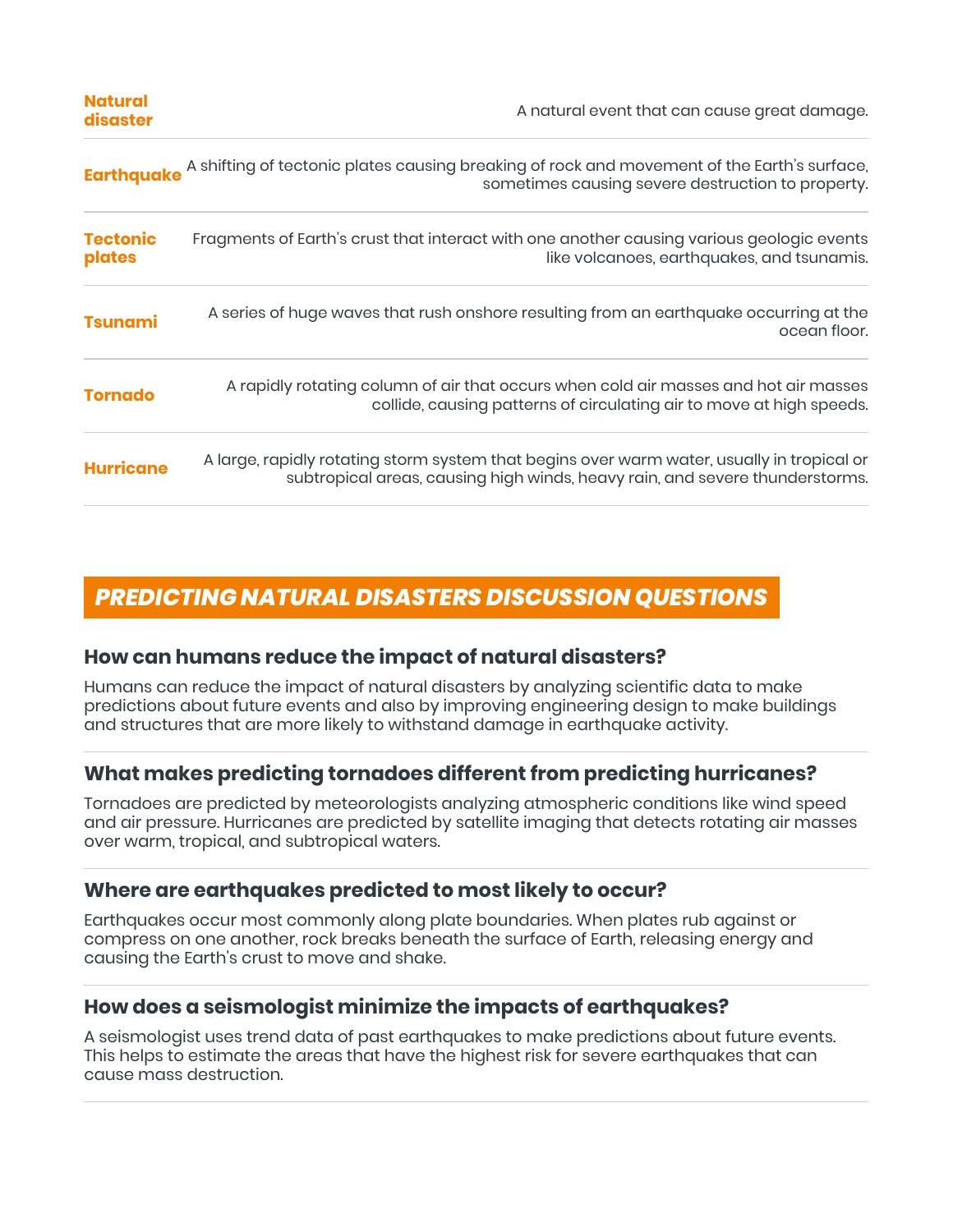| | |
|---|---|
| **Natural disaster** | A natural event that can cause great damage. |
| **Earthquake** | A shifting of tectonic plates causing breaking of rock and movement of the Earth's surface, sometimes causing severe destruction to property. |
| **Tectonic plates** | Fragments of Earth's crust that interact with one another causing various geologic events like volcanoes, earthquakes, and tsunamis. |
| **Tsunami** | A series of huge waves that rush onshore resulting from an earthquake occurring at the ocean floor. |
| **Tornado** | A rapidly rotating column of air that occurs when cold air masses and hot air masses collide, causing patterns of circulating air to move at high speeds. |
| **Hurricane** | A large, rapidly rotating storm system that begins over warm water, usually in tropical or subtropical areas, causing high winds, heavy rain, and severe thunderstorms. |

## *PREDICTING NATURAL DISASTERS DISCUSSION QUESTIONS*

### How can humans reduce the impact of natural disasters?

Humans can reduce the impact of natural disasters by analyzing scientific data to make predictions about future events and also by improving engineering design to make buildings and structures that are more likely to withstand damage in earthquake activity.

### What makes predicting tornadoes different from predicting hurricanes?

Tornadoes are predicted by meteorologists analyzing atmospheric conditions like wind speed and air pressure. Hurricanes are predicted by satellite imaging that detects rotating air masses over warm, tropical, and subtropical waters.

### Where are earthquakes predicted to most likely to occur?

Earthquakes occur most commonly along plate boundaries. When plates rub against or compress on one another, rock breaks beneath the surface of Earth, releasing energy and causing the Earth's crust to move and shake.

### How does a seismologist minimize the impacts of earthquakes?

A seismologist uses trend data of past earthquakes to make predictions about future events. This helps to estimate the areas that have the highest risk for severe earthquakes that can cause mass destruction.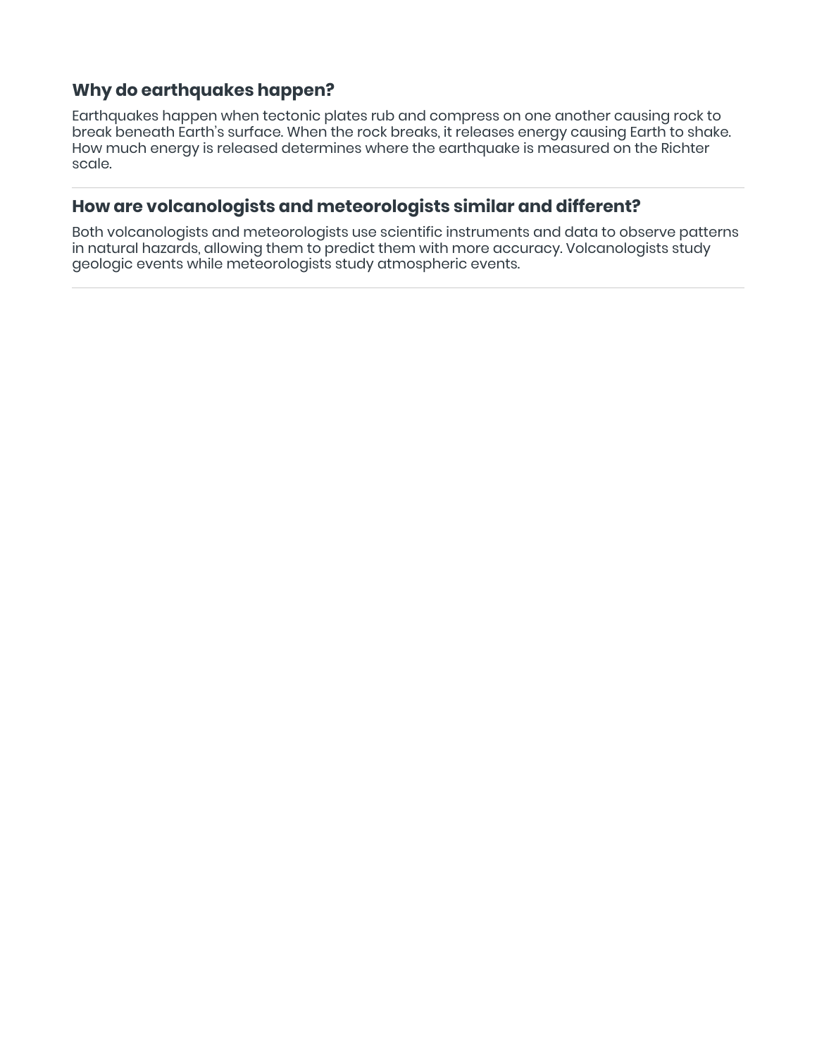## Why do earthquakes happen?

Earthquakes happen when tectonic plates rub and compress on one another causing rock to break beneath Earth's surface. When the rock breaks, it releases energy causing Earth to shake. How much energy is released determines where the earthquake is measured on the Richter scale.

---

## How are volcanologists and meteorologists similar and different?

Both volcanologists and meteorologists use scientific instruments and data to observe patterns in natural hazards, allowing them to predict them with more accuracy. Volcanologists study geologic events while meteorologists study atmospheric events.

---